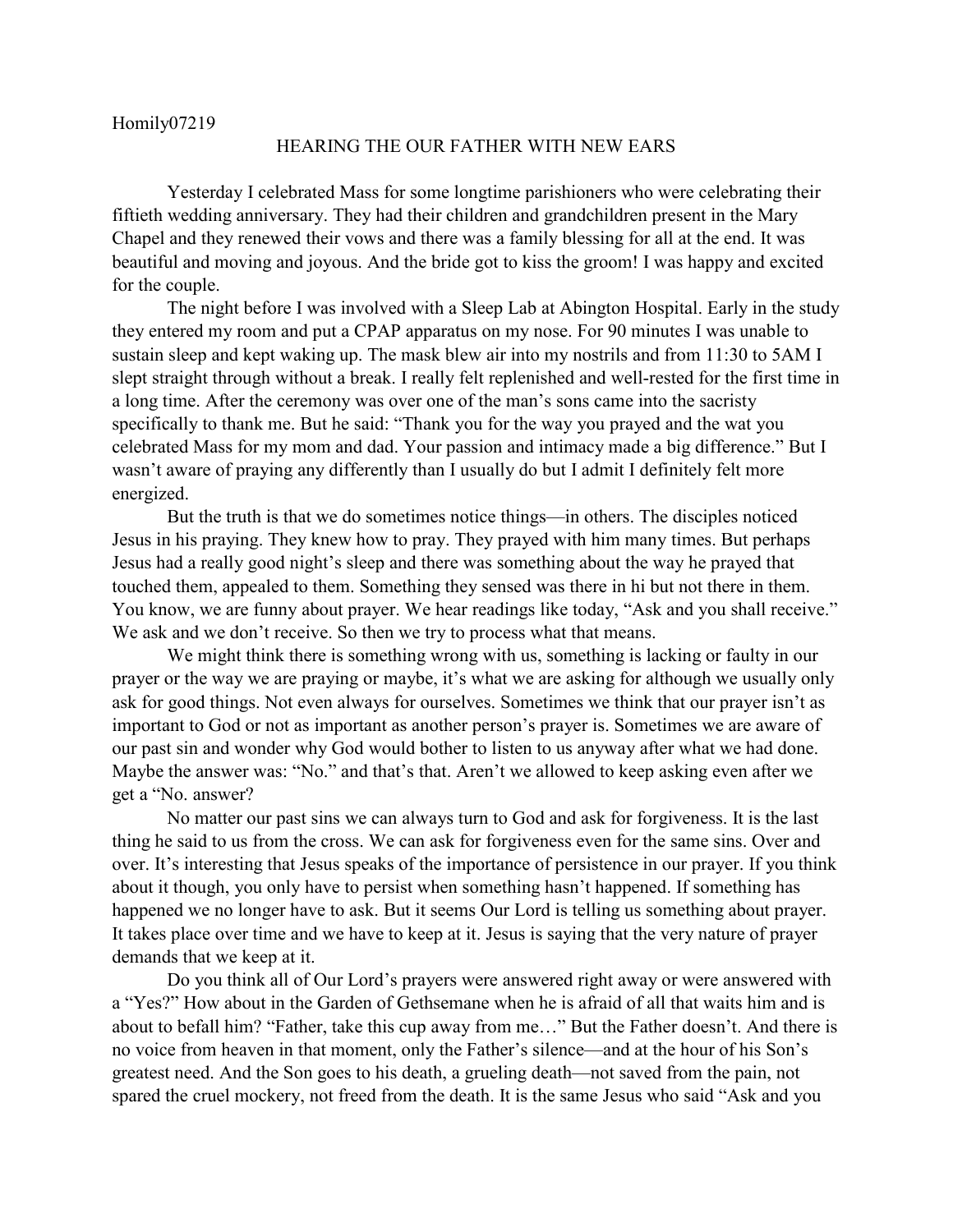Homily07219

# HEARING THE OUR FATHER WITH NEW EARS

Yesterday I celebrated Mass for some longtime parishioners who were celebrating their fiftieth wedding anniversary. They had their children and grandchildren present in the Mary Chapel and they renewed their vows and there was a family blessing for all at the end. It was beautiful and moving and joyous. And the bride got to kiss the groom! I was happy and excited for the couple.

The night before I was involved with a Sleep Lab at Abington Hospital. Early in the study they entered my room and put a CPAP apparatus on my nose. For 90 minutes I was unable to sustain sleep and kept waking up. The mask blew air into my nostrils and from 11:30 to 5AM I slept straight through without a break. I really felt replenished and well-rested for the first time in a long time. After the ceremony was over one of the man's sons came into the sacristy specifically to thank me. But he said: "Thank you for the way you prayed and the wat you celebrated Mass for my mom and dad. Your passion and intimacy made a big difference." But I wasn't aware of praying any differently than I usually do but I admit I definitely felt more energized.

But the truth is that we do sometimes notice things—in others. The disciples noticed Jesus in his praying. They knew how to pray. They prayed with him many times. But perhaps Jesus had a really good night's sleep and there was something about the way he prayed that touched them, appealed to them. Something they sensed was there in hi but not there in them. You know, we are funny about prayer. We hear readings like today, "Ask and you shall receive." We ask and we don't receive. So then we try to process what that means.

We might think there is something wrong with us, something is lacking or faulty in our prayer or the way we are praying or maybe, it's what we are asking for although we usually only ask for good things. Not even always for ourselves. Sometimes we think that our prayer isn't as important to God or not as important as another person's prayer is. Sometimes we are aware of our past sin and wonder why God would bother to listen to us anyway after what we had done. Maybe the answer was: "No." and that's that. Aren't we allowed to keep asking even after we get a "No. answer?

No matter our past sins we can always turn to God and ask for forgiveness. It is the last thing he said to us from the cross. We can ask for forgiveness even for the same sins. Over and over. It's interesting that Jesus speaks of the importance of persistence in our prayer. If you think about it though, you only have to persist when something hasn't happened. If something has happened we no longer have to ask. But it seems Our Lord is telling us something about prayer. It takes place over time and we have to keep at it. Jesus is saying that the very nature of prayer demands that we keep at it.

Do you think all of Our Lord's prayers were answered right away or were answered with a "Yes?" How about in the Garden of Gethsemane when he is afraid of all that waits him and is about to befall him? "Father, take this cup away from me…" But the Father doesn't. And there is no voice from heaven in that moment, only the Father's silence—and at the hour of his Son's greatest need. And the Son goes to his death, a grueling death—not saved from the pain, not spared the cruel mockery, not freed from the death. It is the same Jesus who said "Ask and you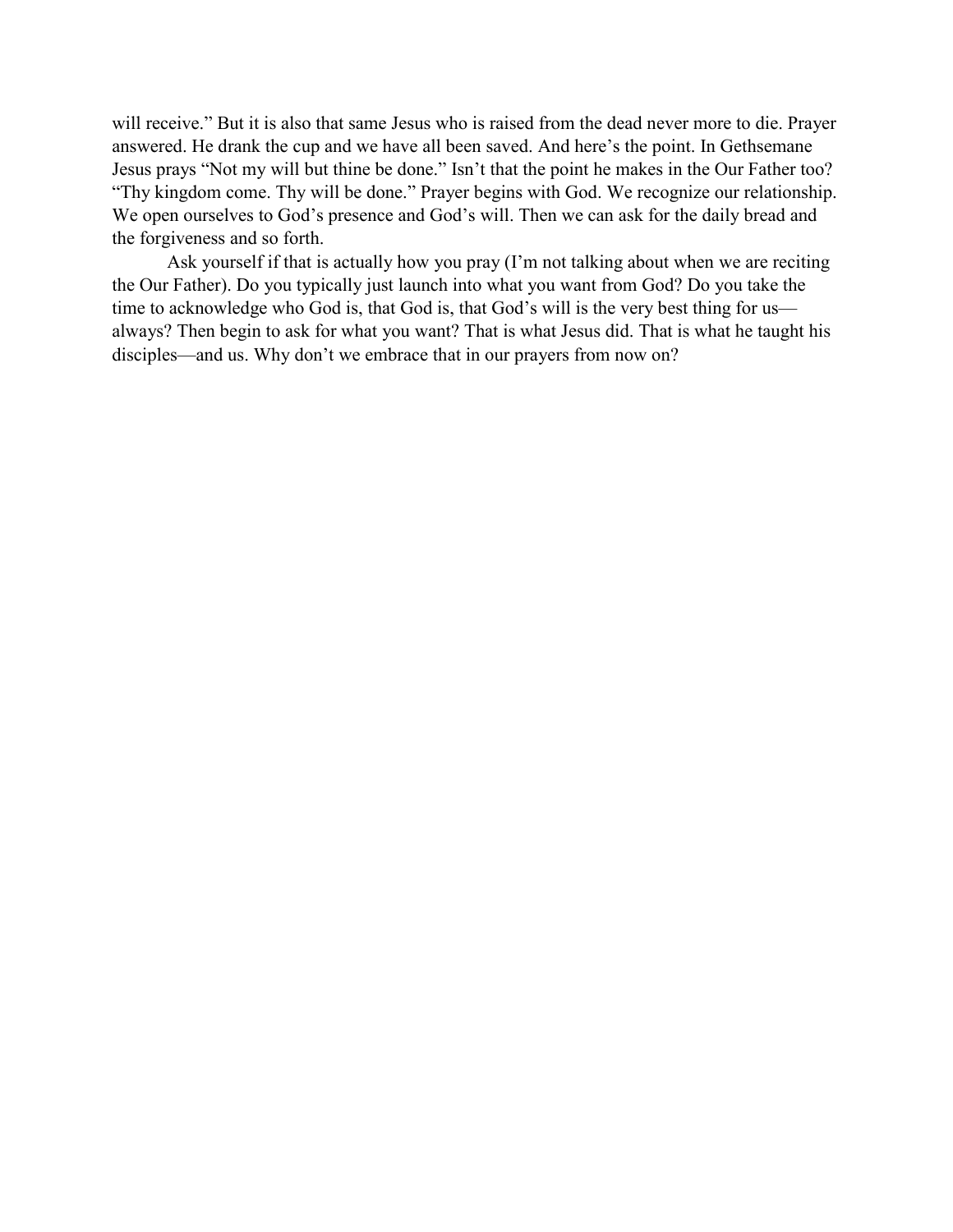will receive." But it is also that same Jesus who is raised from the dead never more to die. Prayer answered. He drank the cup and we have all been saved. And here's the point. In Gethsemane Jesus prays "Not my will but thine be done." Isn't that the point he makes in the Our Father too? "Thy kingdom come. Thy will be done." Prayer begins with God. We recognize our relationship. We open ourselves to God's presence and God's will. Then we can ask for the daily bread and the forgiveness and so forth.

Ask yourself if that is actually how you pray (I'm not talking about when we are reciting the Our Father). Do you typically just launch into what you want from God? Do you take the time to acknowledge who God is, that God is, that God's will is the very best thing for us—always? Then begin to ask for what you want? That is what Jesus did. That is what he taught his disciples—and us. Why don't we embrace that in our prayers from now on?